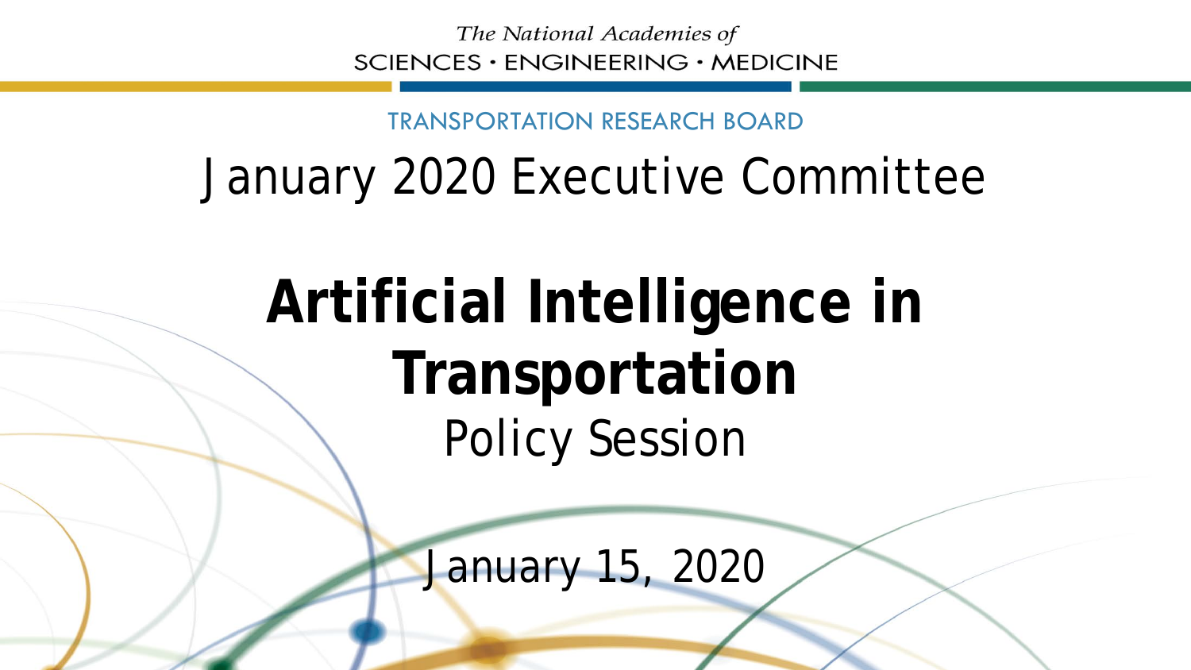The National Academies of
SCIENCES · ENGINEERING · MEDICINE

TRANSPORTATION RESEARCH BOARD

# January 2020 Executive Committee

# **Artificial Intelligence in Transportation**

## Policy Session

January 15, 2020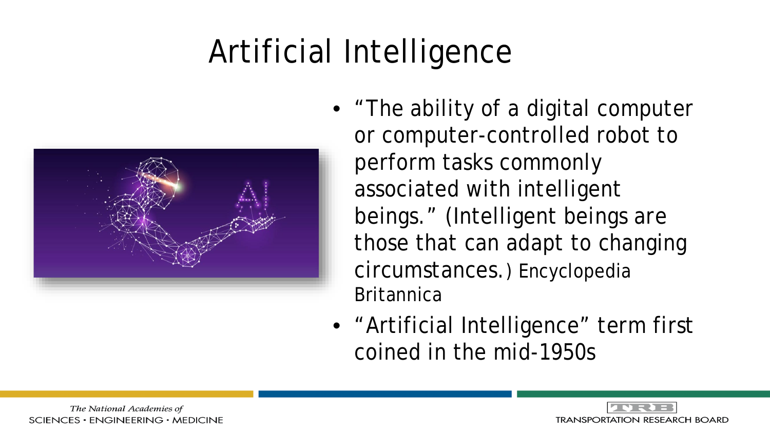# Artificial Intelligence

- "The ability of a digital computer or computer-controlled robot to perform tasks commonly associated with intelligent beings." (Intelligent beings are those that can adapt to changing circumstances.) Encyclopedia Britannica
- "Artificial Intelligence" term first coined in the mid-1950s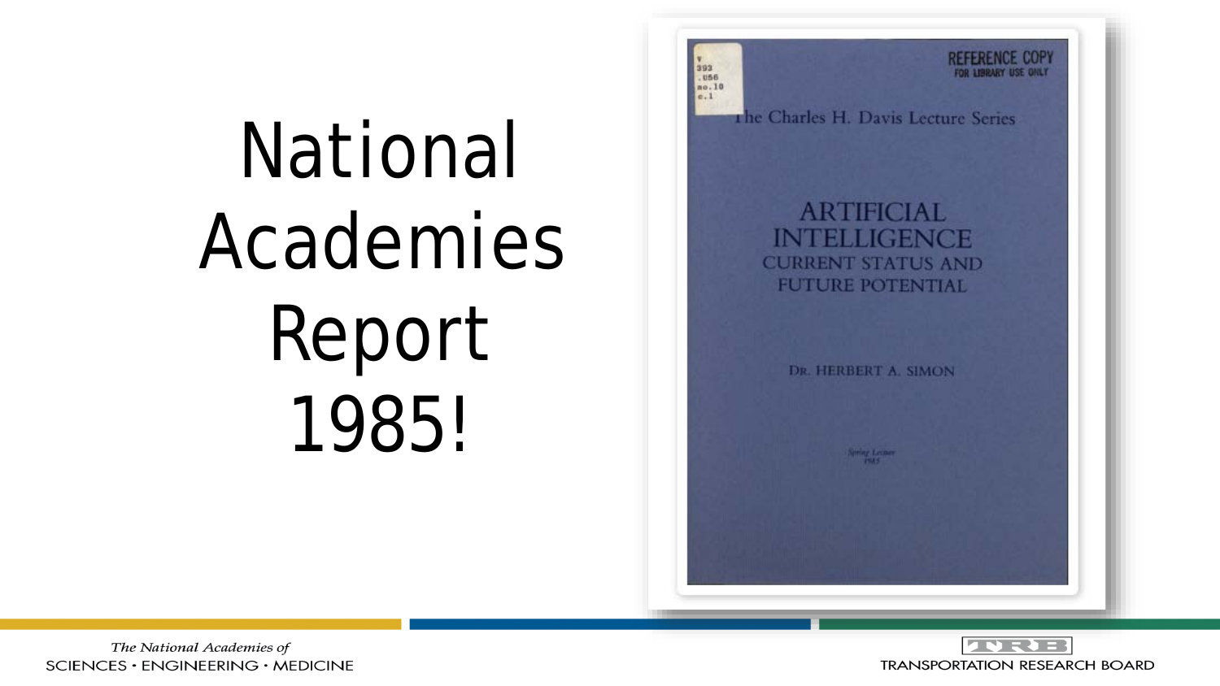# National Academies Report 1985!

REFERENCE COPY
FOR LIBRARY USE ONLY

V
393
.U56
no.10
c.1

The Charles H. Davis Lecture Series

## ARTIFICIAL INTELLIGENCE
## CURRENT STATUS AND FUTURE POTENTIAL

DR. HERBERT A. SIMON

Spring Lecture
1985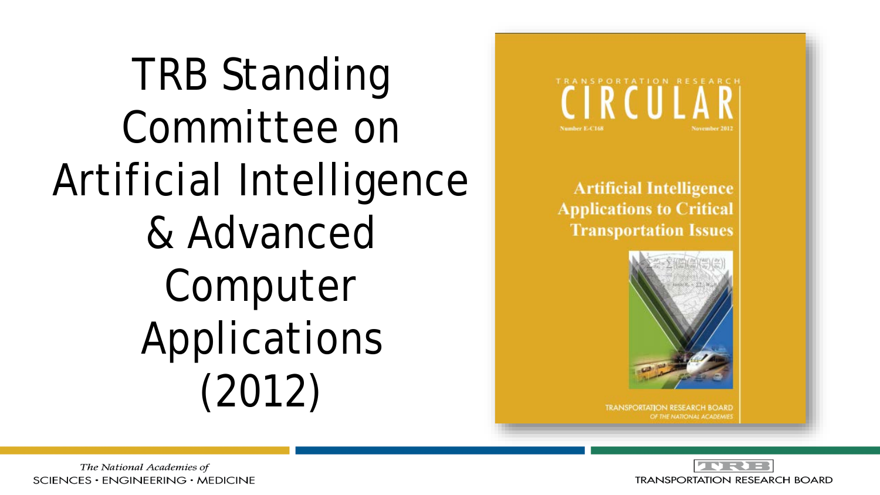# TRB Standing Committee on Artificial Intelligence & Advanced Computer Applications (2012)

TRANSPORTATION RESEARCH CIRCULAR

Number E-C168 November 2012

**Artificial Intelligence Applications to Critical Transportation Issues**

TRANSPORTATION RESEARCH BOARD OF THE NATIONAL ACADEMIES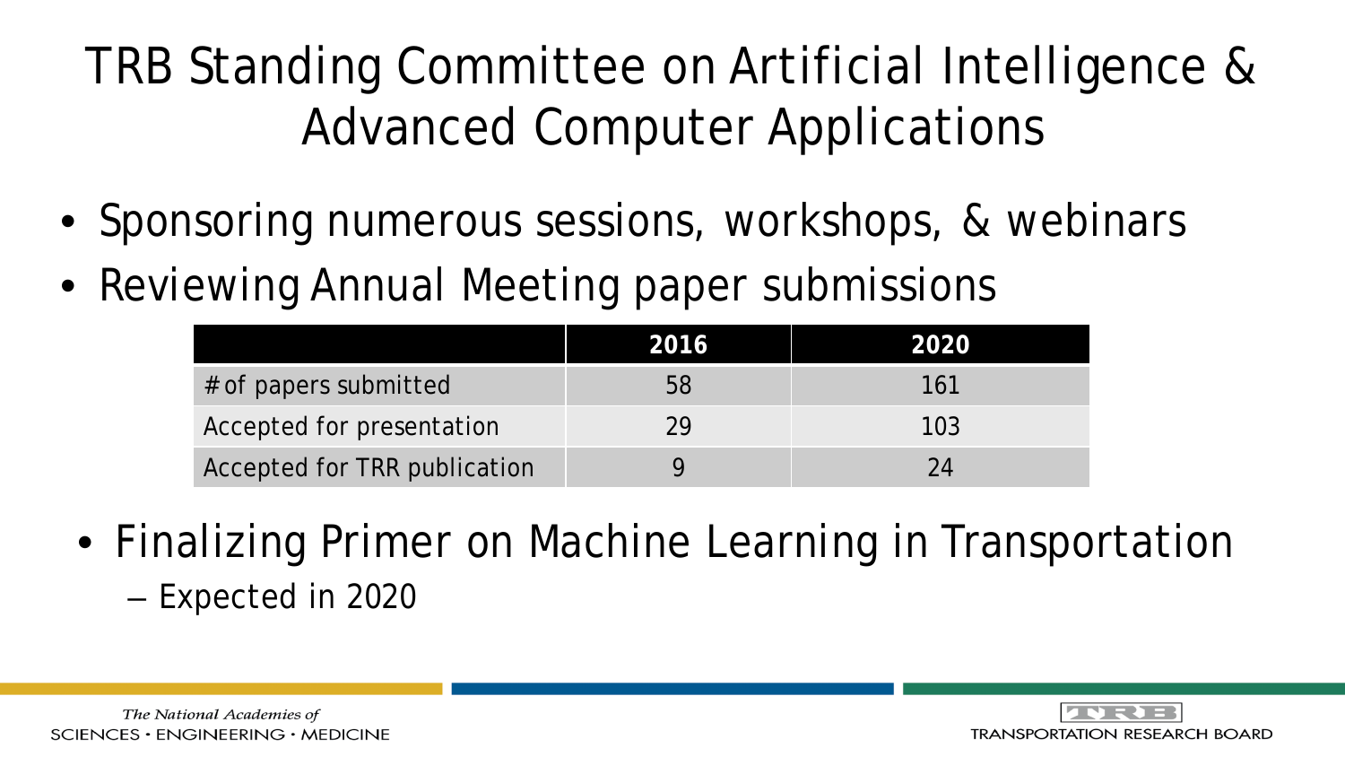# TRB Standing Committee on Artificial Intelligence & Advanced Computer Applications

- Sponsoring numerous sessions, workshops, & webinars
- Reviewing Annual Meeting paper submissions

| | 2016 | 2020 |
|---|---|---|
| # of papers submitted | 58 | 161 |
| Accepted for presentation | 29 | 103 |
| Accepted for TRR publication | 9 | 24 |

- Finalizing Primer on Machine Learning in Transportation
  - Expected in 2020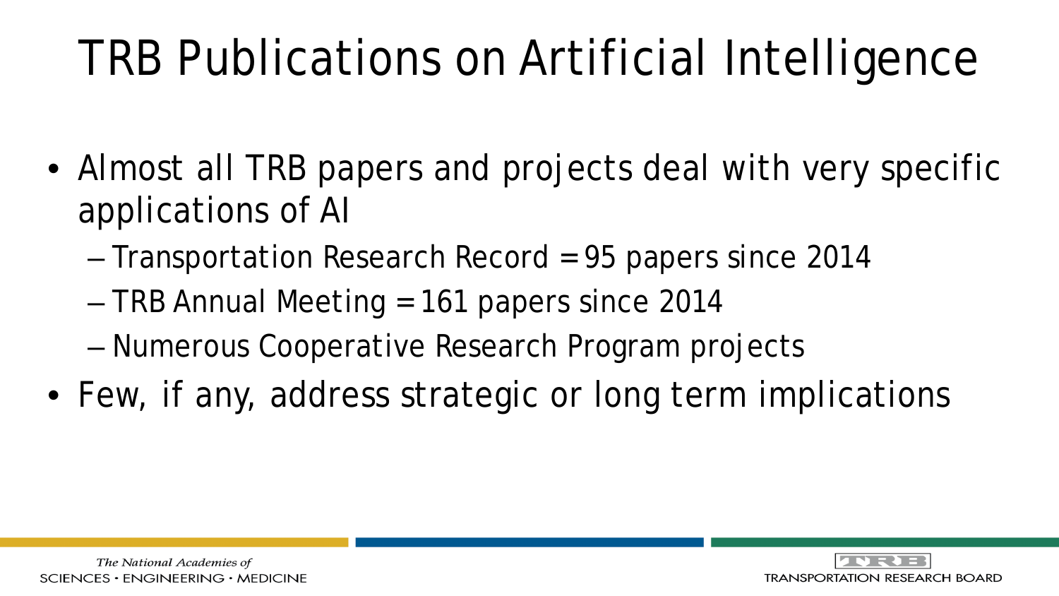# TRB Publications on Artificial Intelligence

- Almost all TRB papers and projects deal with very specific applications of AI
  - Transportation Research Record = 95 papers since 2014
  - TRB Annual Meeting = 161 papers since 2014
  - Numerous Cooperative Research Program projects
- Few, if any, address strategic or long term implications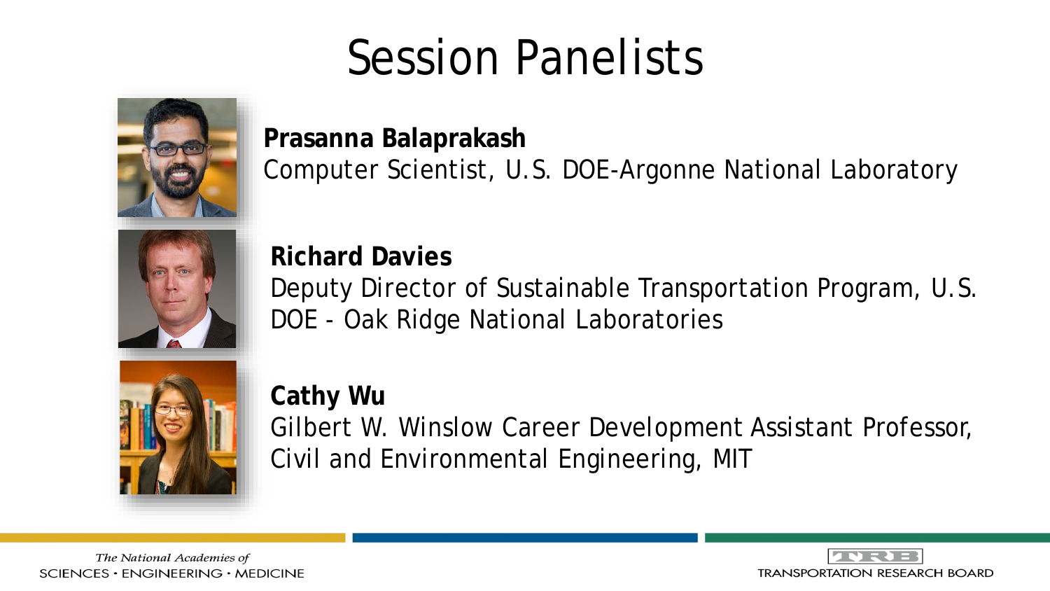# Session Panelists

**Prasanna Balaprakash**
Computer Scientist, U.S. DOE-Argonne National Laboratory

**Richard Davies**
Deputy Director of Sustainable Transportation Program, U.S. DOE - Oak Ridge National Laboratories

**Cathy Wu**
Gilbert W. Winslow Career Development Assistant Professor, Civil and Environmental Engineering, MIT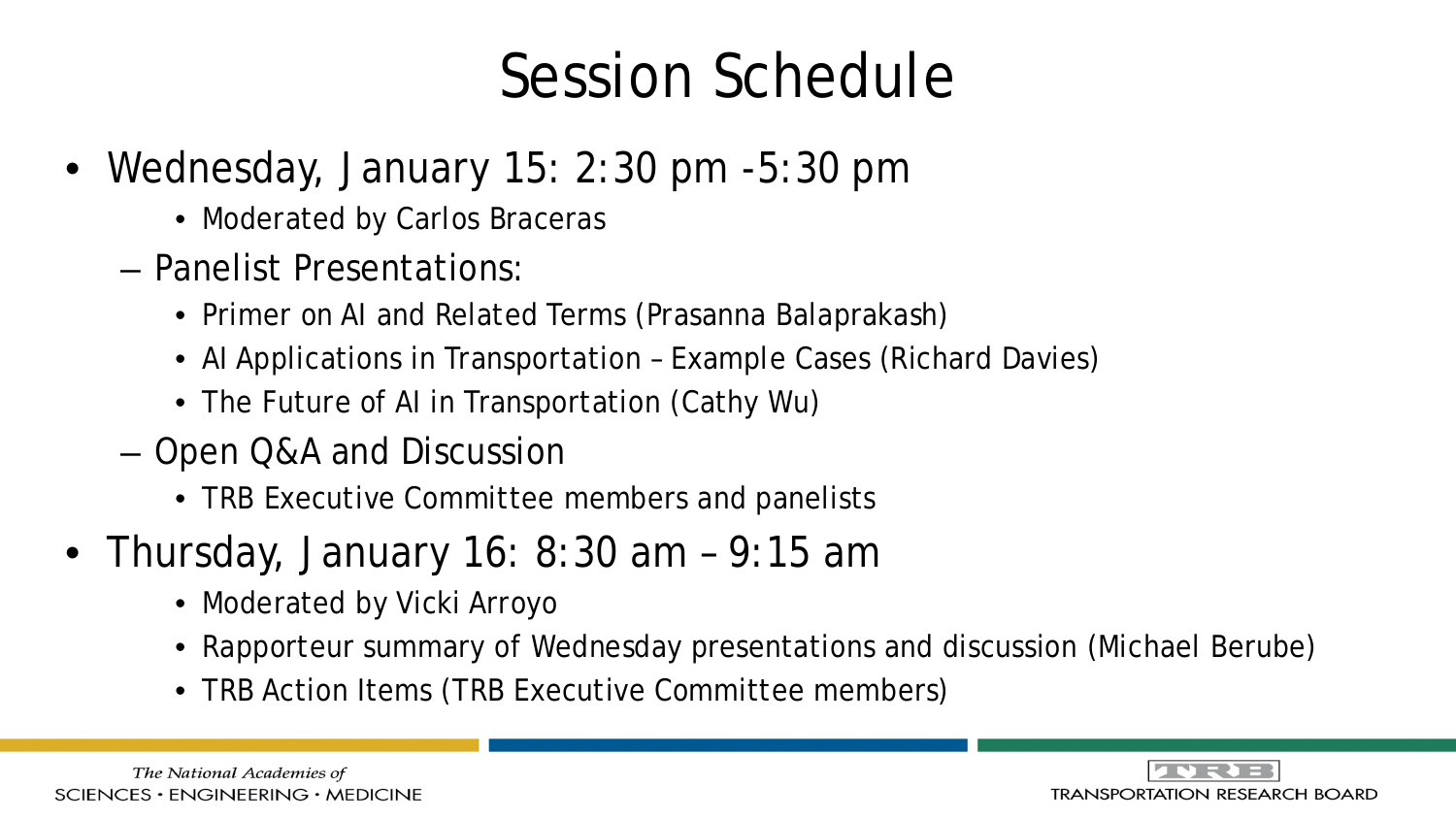# Session Schedule

- Wednesday, January 15: 2:30 pm -5:30 pm
  - Moderated by Carlos Braceras
  - Panelist Presentations:
    - Primer on AI and Related Terms (Prasanna Balaprakash)
    - AI Applications in Transportation – Example Cases (Richard Davies)
    - The Future of AI in Transportation (Cathy Wu)
  - Open Q&A and Discussion
    - TRB Executive Committee members and panelists
- Thursday, January 16: 8:30 am – 9:15 am
  - Moderated by Vicki Arroyo
  - Rapporteur summary of Wednesday presentations and discussion (Michael Berube)
  - TRB Action Items (TRB Executive Committee members)